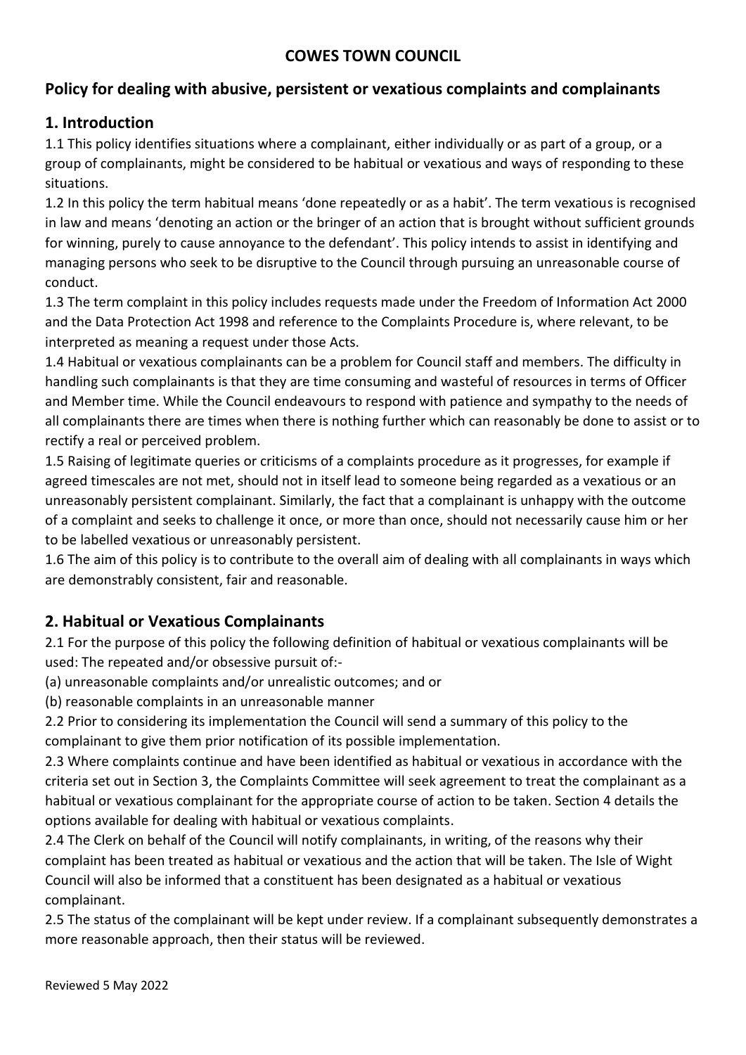# COWES TOWN COUNCIL

## Policy for dealing with abusive, persistent or vexatious complaints and complainants

## 1. Introduction

1.1 This policy identifies situations where a complainant, either individually or as part of a group, or a group of complainants, might be considered to be habitual or vexatious and ways of responding to these situations.

1.2 In this policy the term habitual means 'done repeatedly or as a habit'. The term vexatious is recognised in law and means 'denoting an action or the bringer of an action that is brought without sufficient grounds for winning, purely to cause annoyance to the defendant'. This policy intends to assist in identifying and managing persons who seek to be disruptive to the Council through pursuing an unreasonable course of conduct.

1.3 The term complaint in this policy includes requests made under the Freedom of Information Act 2000 and the Data Protection Act 1998 and reference to the Complaints Procedure is, where relevant, to be interpreted as meaning a request under those Acts.

1.4 Habitual or vexatious complainants can be a problem for Council staff and members. The difficulty in handling such complainants is that they are time consuming and wasteful of resources in terms of Officer and Member time. While the Council endeavours to respond with patience and sympathy to the needs of all complainants there are times when there is nothing further which can reasonably be done to assist or to rectify a real or perceived problem.

1.5 Raising of legitimate queries or criticisms of a complaints procedure as it progresses, for example if agreed timescales are not met, should not in itself lead to someone being regarded as a vexatious or an unreasonably persistent complainant. Similarly, the fact that a complainant is unhappy with the outcome of a complaint and seeks to challenge it once, or more than once, should not necessarily cause him or her to be labelled vexatious or unreasonably persistent.

1.6 The aim of this policy is to contribute to the overall aim of dealing with all complainants in ways which are demonstrably consistent, fair and reasonable.

## 2. Habitual or Vexatious Complainants

2.1 For the purpose of this policy the following definition of habitual or vexatious complainants will be used: The repeated and/or obsessive pursuit of:-

(a) unreasonable complaints and/or unrealistic outcomes; and or

(b) reasonable complaints in an unreasonable manner

2.2 Prior to considering its implementation the Council will send a summary of this policy to the complainant to give them prior notification of its possible implementation.

2.3 Where complaints continue and have been identified as habitual or vexatious in accordance with the criteria set out in Section 3, the Complaints Committee will seek agreement to treat the complainant as a habitual or vexatious complainant for the appropriate course of action to be taken. Section 4 details the options available for dealing with habitual or vexatious complaints.

2.4 The Clerk on behalf of the Council will notify complainants, in writing, of the reasons why their complaint has been treated as habitual or vexatious and the action that will be taken. The Isle of Wight Council will also be informed that a constituent has been designated as a habitual or vexatious complainant.

2.5 The status of the complainant will be kept under review. If a complainant subsequently demonstrates a more reasonable approach, then their status will be reviewed.

Reviewed 5 May 2022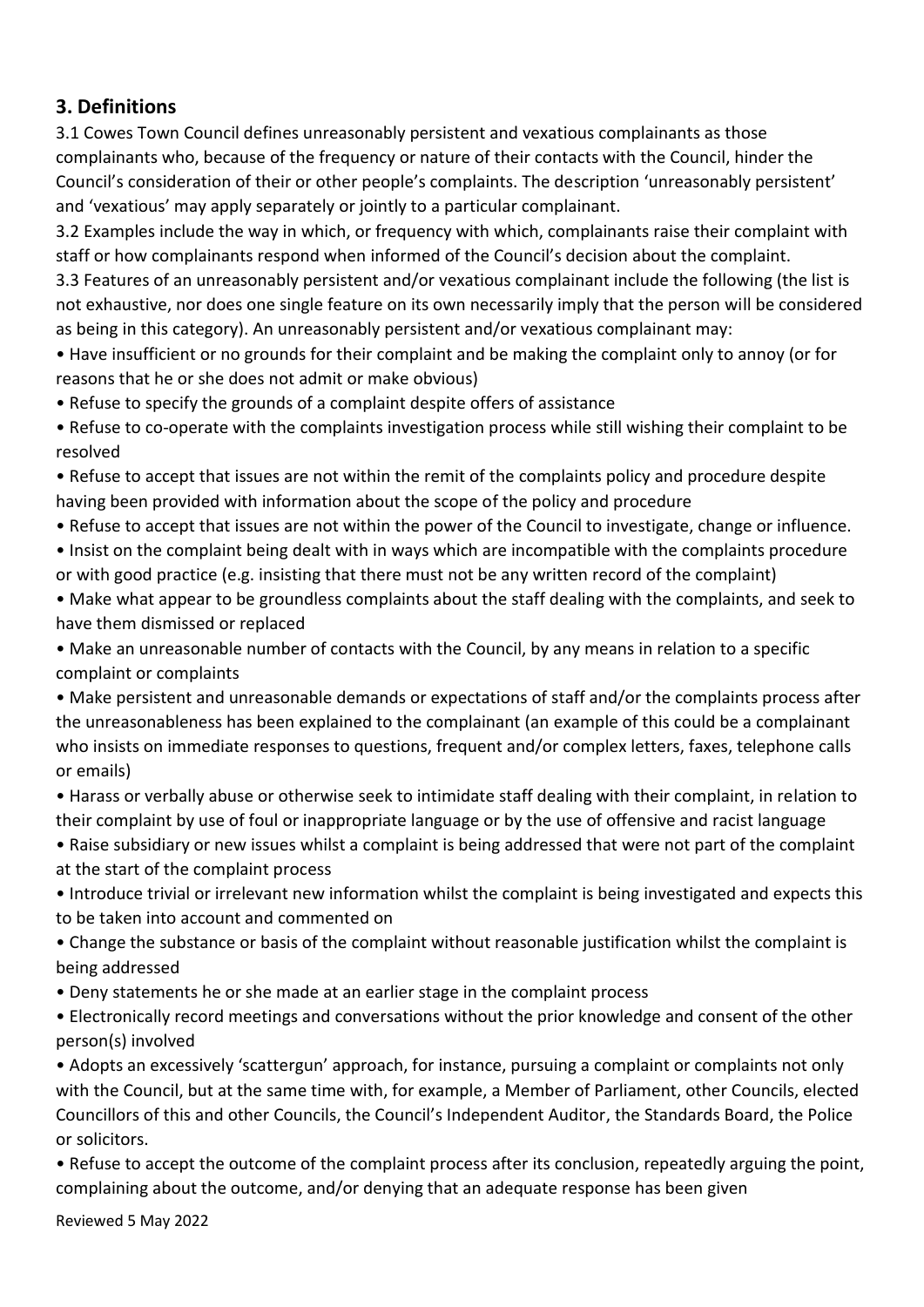## 3. Definitions

3.1 Cowes Town Council defines unreasonably persistent and vexatious complainants as those complainants who, because of the frequency or nature of their contacts with the Council, hinder the Council's consideration of their or other people's complaints. The description 'unreasonably persistent' and 'vexatious' may apply separately or jointly to a particular complainant.

3.2 Examples include the way in which, or frequency with which, complainants raise their complaint with staff or how complainants respond when informed of the Council's decision about the complaint.

3.3 Features of an unreasonably persistent and/or vexatious complainant include the following (the list is not exhaustive, nor does one single feature on its own necessarily imply that the person will be considered as being in this category). An unreasonably persistent and/or vexatious complainant may:

- Have insufficient or no grounds for their complaint and be making the complaint only to annoy (or for reasons that he or she does not admit or make obvious)
- Refuse to specify the grounds of a complaint despite offers of assistance
- Refuse to co-operate with the complaints investigation process while still wishing their complaint to be resolved
- Refuse to accept that issues are not within the remit of the complaints policy and procedure despite having been provided with information about the scope of the policy and procedure
- Refuse to accept that issues are not within the power of the Council to investigate, change or influence.
- Insist on the complaint being dealt with in ways which are incompatible with the complaints procedure or with good practice (e.g. insisting that there must not be any written record of the complaint)
- Make what appear to be groundless complaints about the staff dealing with the complaints, and seek to have them dismissed or replaced
- Make an unreasonable number of contacts with the Council, by any means in relation to a specific complaint or complaints
- Make persistent and unreasonable demands or expectations of staff and/or the complaints process after the unreasonableness has been explained to the complainant (an example of this could be a complainant who insists on immediate responses to questions, frequent and/or complex letters, faxes, telephone calls or emails)
- Harass or verbally abuse or otherwise seek to intimidate staff dealing with their complaint, in relation to their complaint by use of foul or inappropriate language or by the use of offensive and racist language
- Raise subsidiary or new issues whilst a complaint is being addressed that were not part of the complaint at the start of the complaint process
- Introduce trivial or irrelevant new information whilst the complaint is being investigated and expects this to be taken into account and commented on
- Change the substance or basis of the complaint without reasonable justification whilst the complaint is being addressed
- Deny statements he or she made at an earlier stage in the complaint process
- Electronically record meetings and conversations without the prior knowledge and consent of the other person(s) involved
- Adopts an excessively 'scattergun' approach, for instance, pursuing a complaint or complaints not only with the Council, but at the same time with, for example, a Member of Parliament, other Councils, elected Councillors of this and other Councils, the Council's Independent Auditor, the Standards Board, the Police or solicitors.
- Refuse to accept the outcome of the complaint process after its conclusion, repeatedly arguing the point, complaining about the outcome, and/or denying that an adequate response has been given

Reviewed 5 May 2022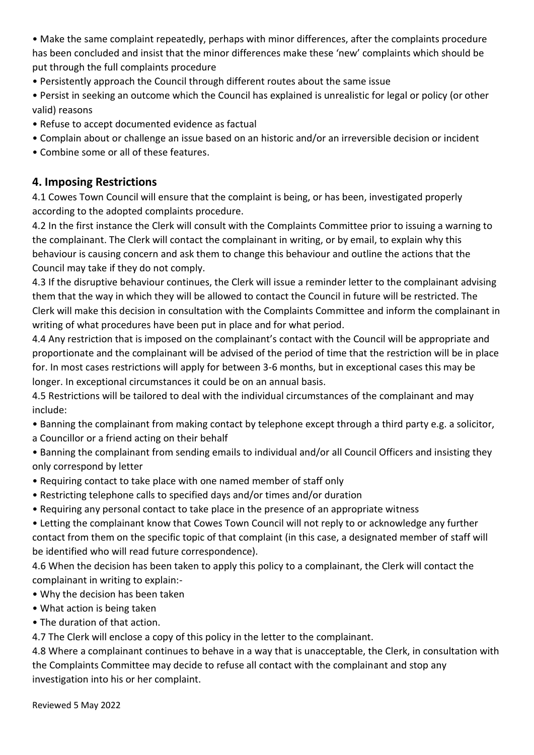- Make the same complaint repeatedly, perhaps with minor differences, after the complaints procedure has been concluded and insist that the minor differences make these 'new' complaints which should be put through the full complaints procedure
- Persistently approach the Council through different routes about the same issue
- Persist in seeking an outcome which the Council has explained is unrealistic for legal or policy (or other valid) reasons
- Refuse to accept documented evidence as factual
- Complain about or challenge an issue based on an historic and/or an irreversible decision or incident
- Combine some or all of these features.

## 4. Imposing Restrictions

4.1 Cowes Town Council will ensure that the complaint is being, or has been, investigated properly according to the adopted complaints procedure.

4.2 In the first instance the Clerk will consult with the Complaints Committee prior to issuing a warning to the complainant. The Clerk will contact the complainant in writing, or by email, to explain why this behaviour is causing concern and ask them to change this behaviour and outline the actions that the Council may take if they do not comply.

4.3 If the disruptive behaviour continues, the Clerk will issue a reminder letter to the complainant advising them that the way in which they will be allowed to contact the Council in future will be restricted. The Clerk will make this decision in consultation with the Complaints Committee and inform the complainant in writing of what procedures have been put in place and for what period.

4.4 Any restriction that is imposed on the complainant's contact with the Council will be appropriate and proportionate and the complainant will be advised of the period of time that the restriction will be in place for. In most cases restrictions will apply for between 3-6 months, but in exceptional cases this may be longer. In exceptional circumstances it could be on an annual basis.

4.5 Restrictions will be tailored to deal with the individual circumstances of the complainant and may include:

- Banning the complainant from making contact by telephone except through a third party e.g. a solicitor, a Councillor or a friend acting on their behalf
- Banning the complainant from sending emails to individual and/or all Council Officers and insisting they only correspond by letter
- Requiring contact to take place with one named member of staff only
- Restricting telephone calls to specified days and/or times and/or duration
- Requiring any personal contact to take place in the presence of an appropriate witness
- Letting the complainant know that Cowes Town Council will not reply to or acknowledge any further contact from them on the specific topic of that complaint (in this case, a designated member of staff will be identified who will read future correspondence).

4.6 When the decision has been taken to apply this policy to a complainant, the Clerk will contact the complainant in writing to explain:-

- Why the decision has been taken
- What action is being taken
- The duration of that action.

4.7 The Clerk will enclose a copy of this policy in the letter to the complainant.

4.8 Where a complainant continues to behave in a way that is unacceptable, the Clerk, in consultation with the Complaints Committee may decide to refuse all contact with the complainant and stop any investigation into his or her complaint.

Reviewed 5 May 2022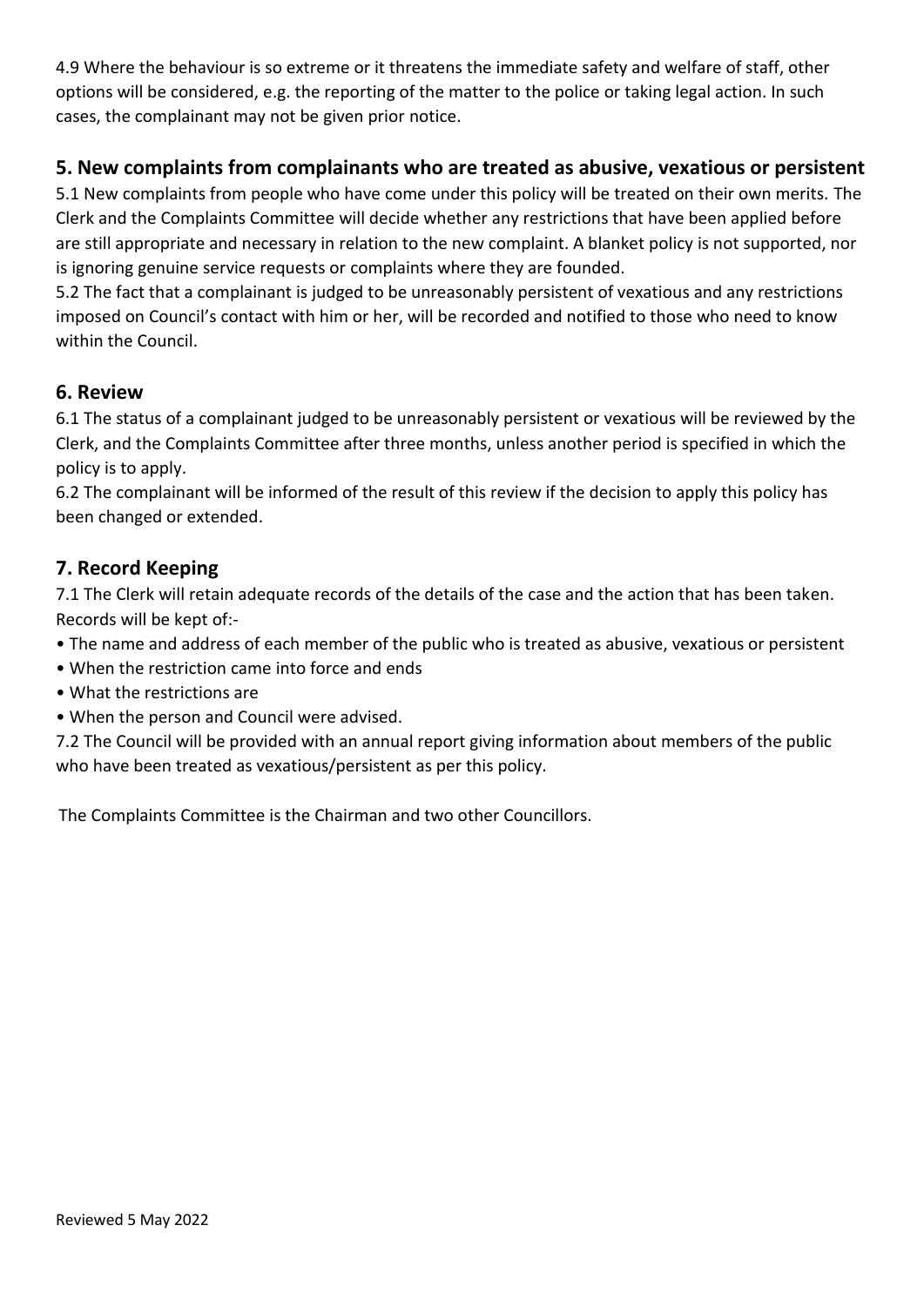4.9 Where the behaviour is so extreme or it threatens the immediate safety and welfare of staff, other options will be considered, e.g. the reporting of the matter to the police or taking legal action. In such cases, the complainant may not be given prior notice.

## 5. New complaints from complainants who are treated as abusive, vexatious or persistent

5.1 New complaints from people who have come under this policy will be treated on their own merits. The Clerk and the Complaints Committee will decide whether any restrictions that have been applied before are still appropriate and necessary in relation to the new complaint. A blanket policy is not supported, nor is ignoring genuine service requests or complaints where they are founded.

5.2 The fact that a complainant is judged to be unreasonably persistent of vexatious and any restrictions imposed on Council's contact with him or her, will be recorded and notified to those who need to know within the Council.

## 6. Review

6.1 The status of a complainant judged to be unreasonably persistent or vexatious will be reviewed by the Clerk, and the Complaints Committee after three months, unless another period is specified in which the policy is to apply.

6.2 The complainant will be informed of the result of this review if the decision to apply this policy has been changed or extended.

## 7. Record Keeping

7.1 The Clerk will retain adequate records of the details of the case and the action that has been taken. Records will be kept of:-

- The name and address of each member of the public who is treated as abusive, vexatious or persistent
- When the restriction came into force and ends
- What the restrictions are
- When the person and Council were advised.

7.2 The Council will be provided with an annual report giving information about members of the public who have been treated as vexatious/persistent as per this policy.

The Complaints Committee is the Chairman and two other Councillors.

Reviewed 5 May 2022